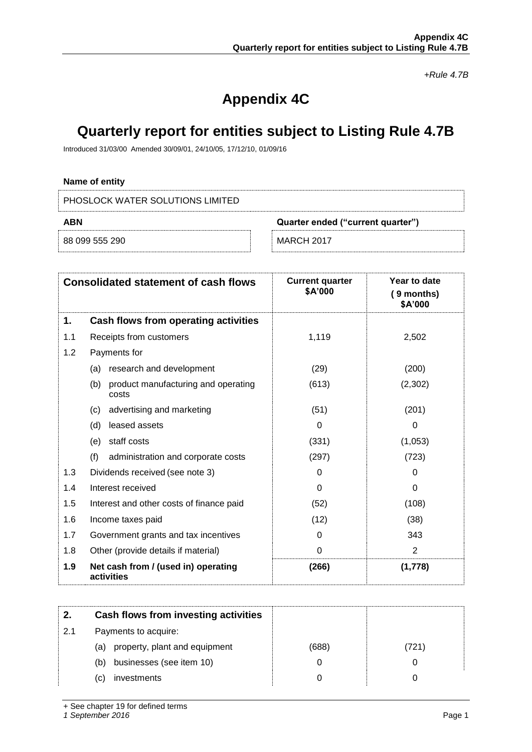*+Rule 4.7B*

# Appendix 4C

# Quarterly report for entities subject to Listing Rule 4.7B

Introduced 31/03/00 Amended 30/09/01, 24/10/05, 17/12/10, 01/09/16

**Name of entity**

PHOSLOCK WATER SOLUTIONS LIMITED

| ABN | Quarter ended ("current quarter") |
|---|---|
| 88 099 555 290 | MARCH 2017 |

| Consolidated statement of cash flows | | Current quarter $A'000 | Year to date (9 months) $A'000 |
|---|---|---|---|
| **1.** | **Cash flows from operating activities** | | |
| 1.1 | Receipts from customers | 1,119 | 2,502 |
| 1.2 | Payments for | | |
| | (a) research and development | (29) | (200) |
| | (b) product manufacturing and operating costs | (613) | (2,302) |
| | (c) advertising and marketing | (51) | (201) |
| | (d) leased assets | 0 | 0 |
| | (e) staff costs | (331) | (1,053) |
| | (f) administration and corporate costs | (297) | (723) |
| 1.3 | Dividends received (see note 3) | 0 | 0 |
| 1.4 | Interest received | 0 | 0 |
| 1.5 | Interest and other costs of finance paid | (52) | (108) |
| 1.6 | Income taxes paid | (12) | (38) |
| 1.7 | Government grants and tax incentives | 0 | 343 |
| 1.8 | Other (provide details if material) | 0 | 2 |
| **1.9** | **Net cash from / (used in) operating activities** | **(266)** | **(1,778)** |

| | | | |
|---|---|---|---|
| **2.** | **Cash flows from investing activities** | | |
| 2.1 | Payments to acquire: | | |
| | (a) property, plant and equipment | (688) | (721) |
| | (b) businesses (see item 10) | 0 | 0 |
| | (c) investments | 0 | 0 |

+ See chapter 19 for defined terms
*1 September 2016*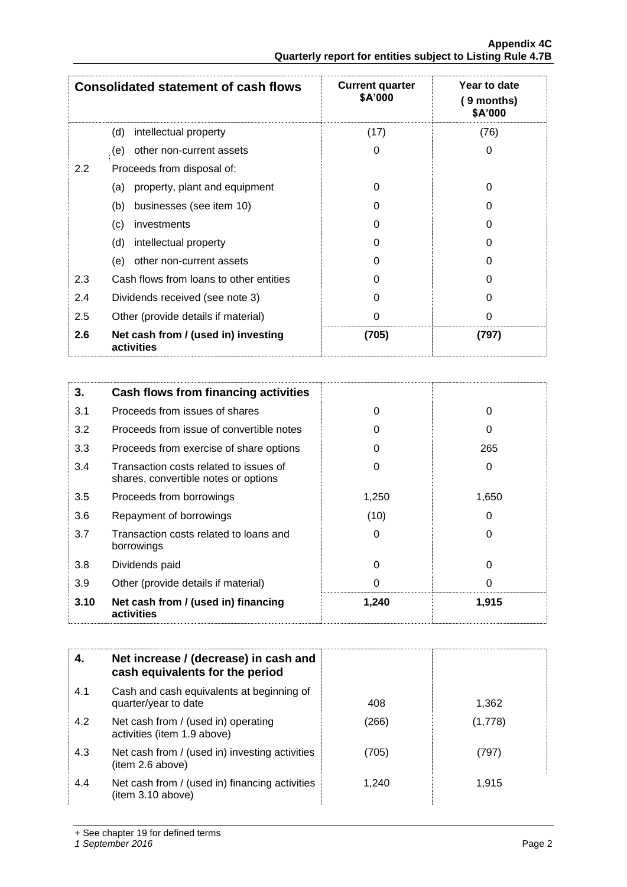| Consolidated statement of cash flows | | Current quarter $A'000 | Year to date (9 months) $A'000 |
|---|---|---|---|
| | (d) intellectual property | (17) | (76) |
| | (e) other non-current assets | 0 | 0 |
| 2.2 | Proceeds from disposal of: | | |
| | (a) property, plant and equipment | 0 | 0 |
| | (b) businesses (see item 10) | 0 | 0 |
| | (c) investments | 0 | 0 |
| | (d) intellectual property | 0 | 0 |
| | (e) other non-current assets | 0 | 0 |
| 2.3 | Cash flows from loans to other entities | 0 | 0 |
| 2.4 | Dividends received (see note 3) | 0 | 0 |
| 2.5 | Other (provide details if material) | 0 | 0 |
| **2.6** | **Net cash from / (used in) investing activities** | **(705)** | **(797)** |

| **3.** | **Cash flows from financing activities** | | |
|---|---|---|---|
| 3.1 | Proceeds from issues of shares | 0 | 0 |
| 3.2 | Proceeds from issue of convertible notes | 0 | 0 |
| 3.3 | Proceeds from exercise of share options | 0 | 265 |
| 3.4 | Transaction costs related to issues of shares, convertible notes or options | 0 | 0 |
| 3.5 | Proceeds from borrowings | 1,250 | 1,650 |
| 3.6 | Repayment of borrowings | (10) | 0 |
| 3.7 | Transaction costs related to loans and borrowings | 0 | 0 |
| 3.8 | Dividends paid | 0 | 0 |
| 3.9 | Other (provide details if material) | 0 | 0 |
| **3.10** | **Net cash from / (used in) financing activities** | **1,240** | **1,915** |

| **4.** | **Net increase / (decrease) in cash and cash equivalents for the period** | | |
|---|---|---|---|
| 4.1 | Cash and cash equivalents at beginning of quarter/year to date | 408 | 1,362 |
| 4.2 | Net cash from / (used in) operating activities (item 1.9 above) | (266) | (1,778) |
| 4.3 | Net cash from / (used in) investing activities (item 2.6 above) | (705) | (797) |
| 4.4 | Net cash from / (used in) financing activities (item 3.10 above) | 1,240 | 1,915 |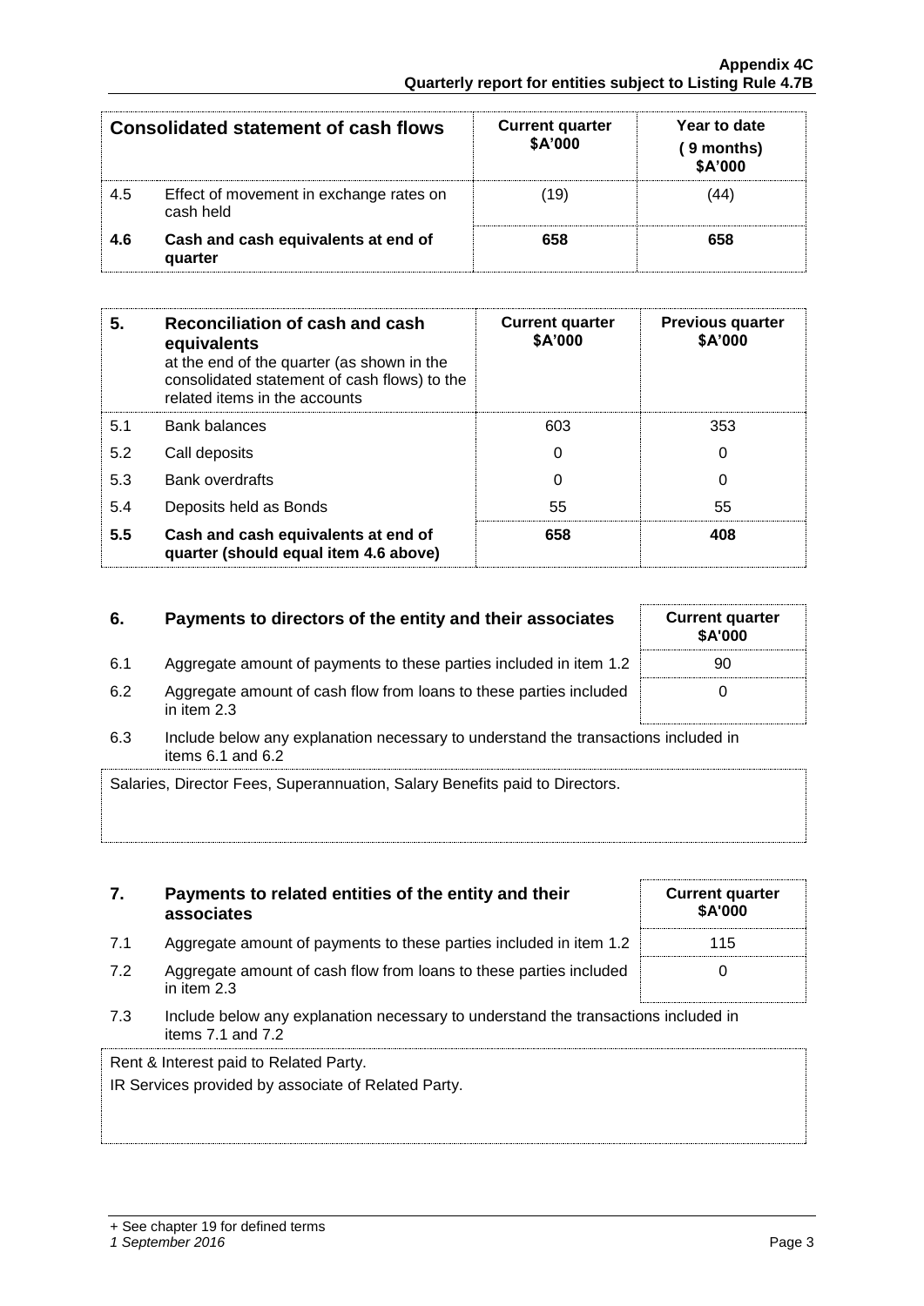| Consolidated statement of cash flows | | Current quarter $A'000 | Year to date (9 months) $A'000 |
|---|---|---|---|
| 4.5 | Effect of movement in exchange rates on cash held | (19) | (44) |
| **4.6** | **Cash and cash equivalents at end of quarter** | **658** | **658** |

| 5. | Reconciliation of cash and cash equivalents at the end of the quarter (as shown in the consolidated statement of cash flows) to the related items in the accounts | Current quarter $A'000 | Previous quarter $A'000 |
|---|---|---|---|
| 5.1 | Bank balances | 603 | 353 |
| 5.2 | Call deposits | 0 | 0 |
| 5.3 | Bank overdrafts | 0 | 0 |
| 5.4 | Deposits held as Bonds | 55 | 55 |
| **5.5** | **Cash and cash equivalents at end of quarter (should equal item 4.6 above)** | **658** | **408** |

| 6. | Payments to directors of the entity and their associates | Current quarter $A'000 |
|---|---|---|
| 6.1 | Aggregate amount of payments to these parties included in item 1.2 | 90 |
| 6.2 | Aggregate amount of cash flow from loans to these parties included in item 2.3 | 0 |

6.3 Include below any explanation necessary to understand the transactions included in items 6.1 and 6.2

Salaries, Director Fees, Superannuation, Salary Benefits paid to Directors.

| 7. | Payments to related entities of the entity and their associates | Current quarter $A'000 |
|---|---|---|
| 7.1 | Aggregate amount of payments to these parties included in item 1.2 | 115 |
| 7.2 | Aggregate amount of cash flow from loans to these parties included in item 2.3 | 0 |

7.3 Include below any explanation necessary to understand the transactions included in items 7.1 and 7.2

Rent & Interest paid to Related Party.

IR Services provided by associate of Related Party.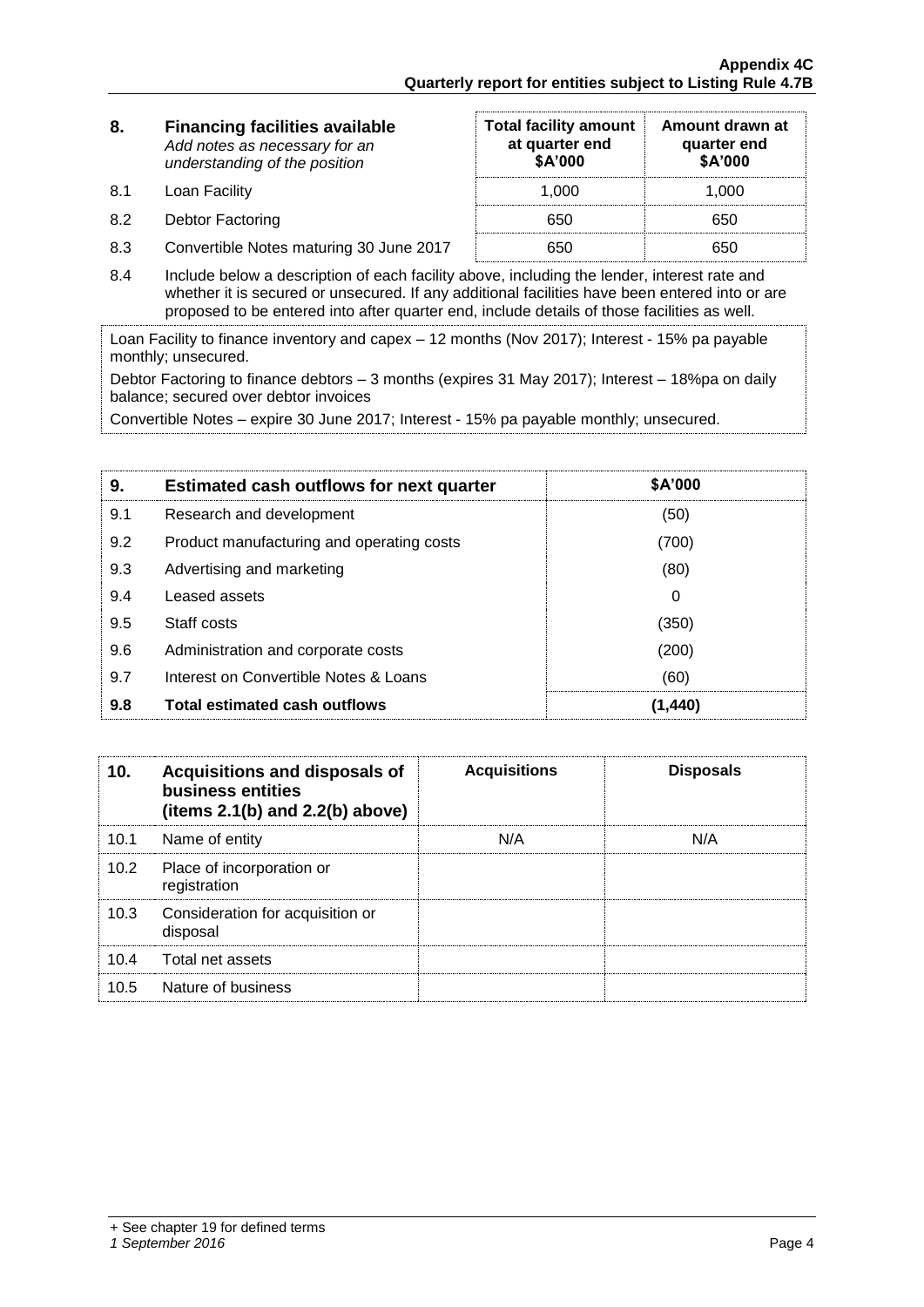| 8. | **Financing facilities available** *Add notes as necessary for an understanding of the position* | **Total facility amount at quarter end \$A'000** | **Amount drawn at quarter end \$A'000** |
|---|---|---|---|
| 8.1 | Loan Facility | 1,000 | 1,000 |
| 8.2 | Debtor Factoring | 650 | 650 |
| 8.3 | Convertible Notes maturing 30 June 2017 | 650 | 650 |

8.4 Include below a description of each facility above, including the lender, interest rate and whether it is secured or unsecured. If any additional facilities have been entered into or are proposed to be entered into after quarter end, include details of those facilities as well.

Loan Facility to finance inventory and capex – 12 months (Nov 2017); Interest - 15% pa payable monthly; unsecured.

Debtor Factoring to finance debtors – 3 months (expires 31 May 2017); Interest – 18%pa on daily balance; secured over debtor invoices

Convertible Notes – expire 30 June 2017; Interest - 15% pa payable monthly; unsecured.

| 9. | **Estimated cash outflows for next quarter** | **\$A'000** |
|---|---|---|
| 9.1 | Research and development | (50) |
| 9.2 | Product manufacturing and operating costs | (700) |
| 9.3 | Advertising and marketing | (80) |
| 9.4 | Leased assets | 0 |
| 9.5 | Staff costs | (350) |
| 9.6 | Administration and corporate costs | (200) |
| 9.7 | Interest on Convertible Notes & Loans | (60) |
| **9.8** | **Total estimated cash outflows** | **(1,440)** |

| 10. | **Acquisitions and disposals of business entities (items 2.1(b) and 2.2(b) above)** | **Acquisitions** | **Disposals** |
|---|---|---|---|
| 10.1 | Name of entity | N/A | N/A |
| 10.2 | Place of incorporation or registration | | |
| 10.3 | Consideration for acquisition or disposal | | |
| 10.4 | Total net assets | | |
| 10.5 | Nature of business | | |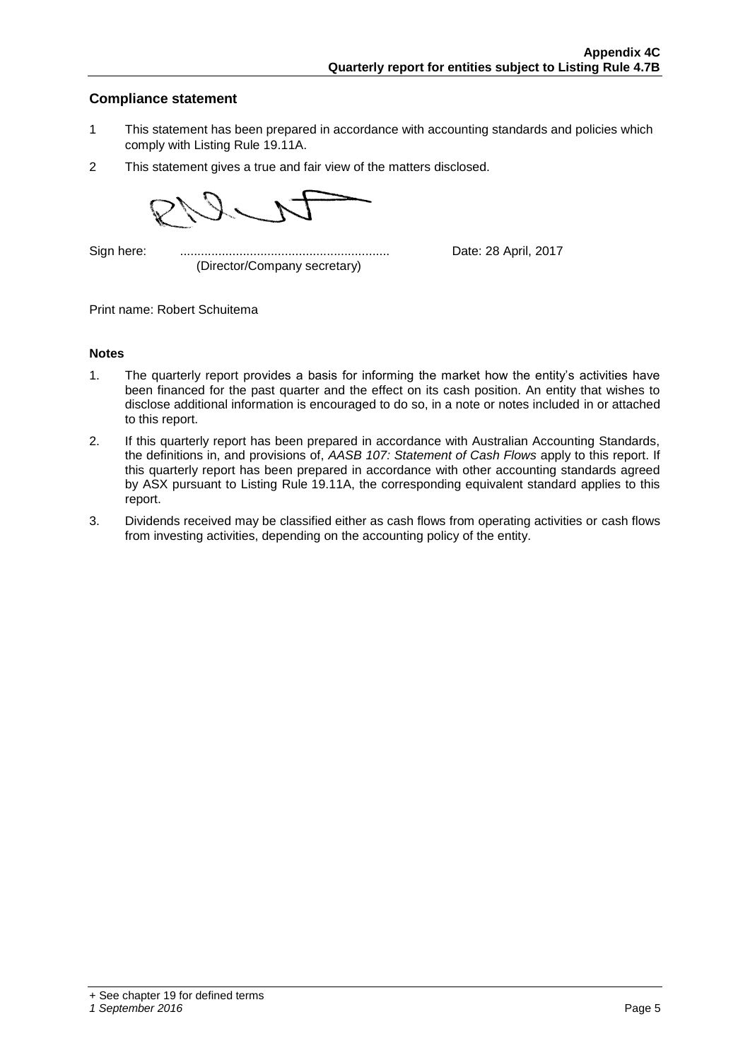## Compliance statement

1. This statement has been prepared in accordance with accounting standards and policies which comply with Listing Rule 19.11A.
2. This statement gives a true and fair view of the matters disclosed.

Sign here: ............................................................ Date: 28 April, 2017
(Director/Company secretary)

Print name: Robert Schuitema

### Notes

1. The quarterly report provides a basis for informing the market how the entity's activities have been financed for the past quarter and the effect on its cash position. An entity that wishes to disclose additional information is encouraged to do so, in a note or notes included in or attached to this report.
2. If this quarterly report has been prepared in accordance with Australian Accounting Standards, the definitions in, and provisions of, *AASB 107: Statement of Cash Flows* apply to this report. If this quarterly report has been prepared in accordance with other accounting standards agreed by ASX pursuant to Listing Rule 19.11A, the corresponding equivalent standard applies to this report.
3. Dividends received may be classified either as cash flows from operating activities or cash flows from investing activities, depending on the accounting policy of the entity.

+ See chapter 19 for defined terms